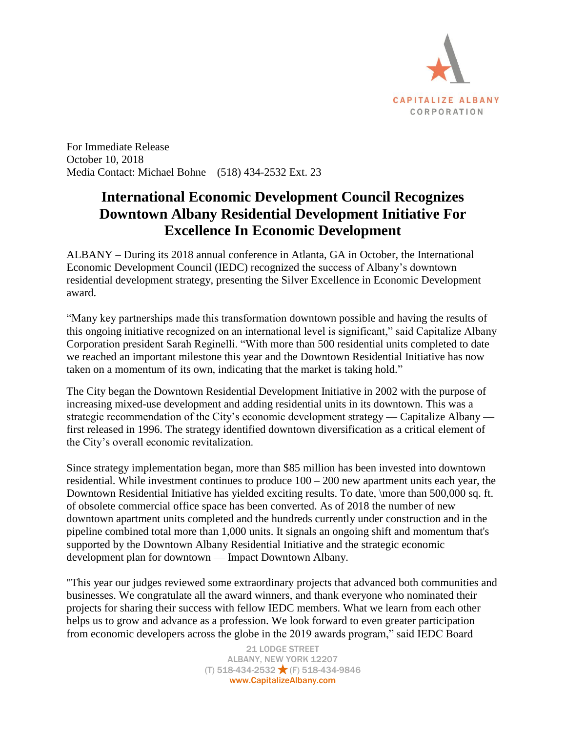CAPITALIZE ALBANY
CORPORATION

For Immediate Release
October 10, 2018
Media Contact: Michael Bohne – (518) 434-2532 Ext. 23

# International Economic Development Council Recognizes Downtown Albany Residential Development Initiative For Excellence In Economic Development

ALBANY – During its 2018 annual conference in Atlanta, GA in October, the International Economic Development Council (IEDC) recognized the success of Albany's downtown residential development strategy, presenting the Silver Excellence in Economic Development award.

"Many key partnerships made this transformation downtown possible and having the results of this ongoing initiative recognized on an international level is significant," said Capitalize Albany Corporation president Sarah Reginelli. "With more than 500 residential units completed to date we reached an important milestone this year and the Downtown Residential Initiative has now taken on a momentum of its own, indicating that the market is taking hold."

The City began the Downtown Residential Development Initiative in 2002 with the purpose of increasing mixed-use development and adding residential units in its downtown. This was a strategic recommendation of the City's economic development strategy — Capitalize Albany — first released in 1996. The strategy identified downtown diversification as a critical element of the City's overall economic revitalization.

Since strategy implementation began, more than $85 million has been invested into downtown residential. While investment continues to produce 100 – 200 new apartment units each year, the Downtown Residential Initiative has yielded exciting results. To date, \more than 500,000 sq. ft. of obsolete commercial office space has been converted. As of 2018 the number of new downtown apartment units completed and the hundreds currently under construction and in the pipeline combined total more than 1,000 units. It signals an ongoing shift and momentum that's supported by the Downtown Albany Residential Initiative and the strategic economic development plan for downtown — Impact Downtown Albany.

"This year our judges reviewed some extraordinary projects that advanced both communities and businesses. We congratulate all the award winners, and thank everyone who nominated their projects for sharing their success with fellow IEDC members. What we learn from each other helps us to grow and advance as a profession. We look forward to even greater participation from economic developers across the globe in the 2019 awards program," said IEDC Board

21 LODGE STREET
ALBANY, NEW YORK 12207
(T) 518-434-2532 ★ (F) 518-434-9846
www.CapitalizeAlbany.com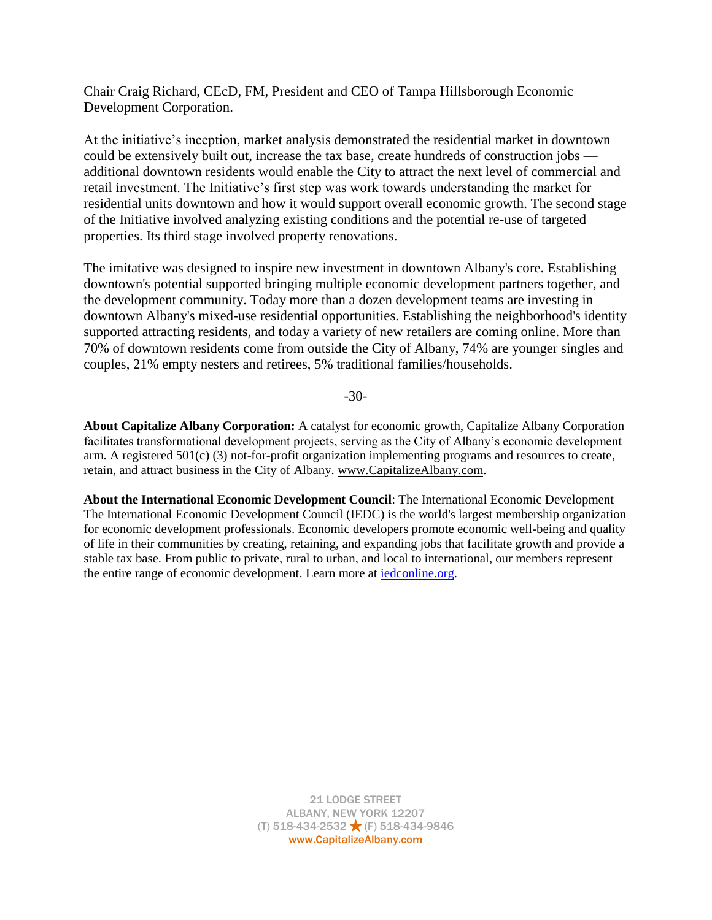Chair Craig Richard, CEcD, FM, President and CEO of Tampa Hillsborough Economic Development Corporation.

At the initiative's inception, market analysis demonstrated the residential market in downtown could be extensively built out, increase the tax base, create hundreds of construction jobs — additional downtown residents would enable the City to attract the next level of commercial and retail investment. The Initiative's first step was work towards understanding the market for residential units downtown and how it would support overall economic growth. The second stage of the Initiative involved analyzing existing conditions and the potential re-use of targeted properties. Its third stage involved property renovations.

The imitative was designed to inspire new investment in downtown Albany's core. Establishing downtown's potential supported bringing multiple economic development partners together, and the development community. Today more than a dozen development teams are investing in downtown Albany's mixed-use residential opportunities. Establishing the neighborhood's identity supported attracting residents, and today a variety of new retailers are coming online. More than 70% of downtown residents come from outside the City of Albany, 74% are younger singles and couples, 21% empty nesters and retirees, 5% traditional families/households.

-30-

**About Capitalize Albany Corporation:** A catalyst for economic growth, Capitalize Albany Corporation facilitates transformational development projects, serving as the City of Albany's economic development arm. A registered 501(c) (3) not-for-profit organization implementing programs and resources to create, retain, and attract business in the City of Albany. www.CapitalizeAlbany.com.

**About the International Economic Development Council**: The International Economic Development The International Economic Development Council (IEDC) is the world's largest membership organization for economic development professionals. Economic developers promote economic well-being and quality of life in their communities by creating, retaining, and expanding jobs that facilitate growth and provide a stable tax base. From public to private, rural to urban, and local to international, our members represent the entire range of economic development. Learn more at iedconline.org.

21 LODGE STREET
ALBANY, NEW YORK 12207
(T) 518-434-2532 ★ (F) 518-434-9846
www.CapitalizeAlbany.com